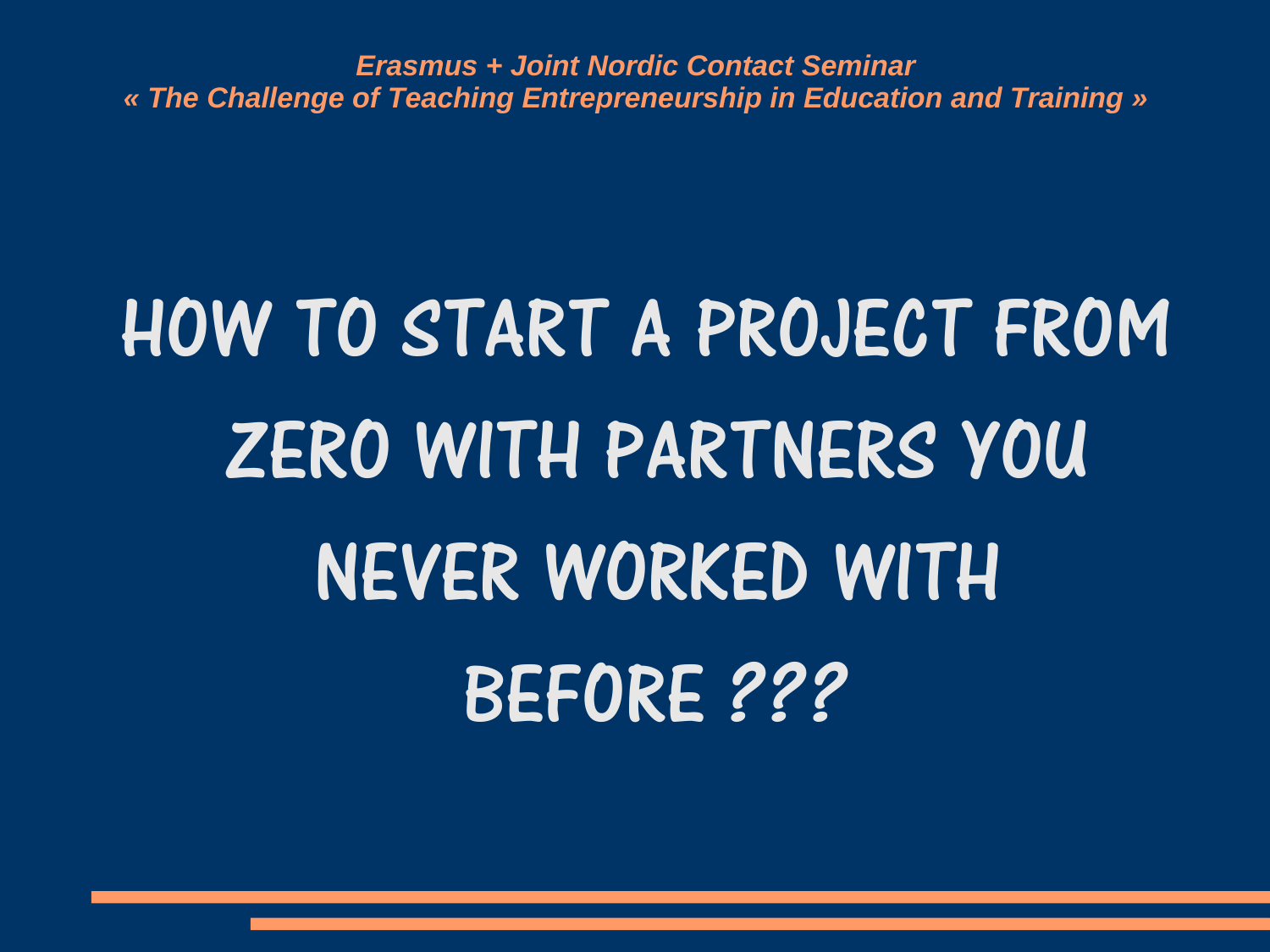*Erasmus + Joint Nordic Contact Seminar*
*« The Challenge of Teaching Entrepreneurship in Education and Training »*

# HOW TO START A PROJECT FROM ZERO WITH PARTNERS YOU NEVER WORKED WITH BEFORE ???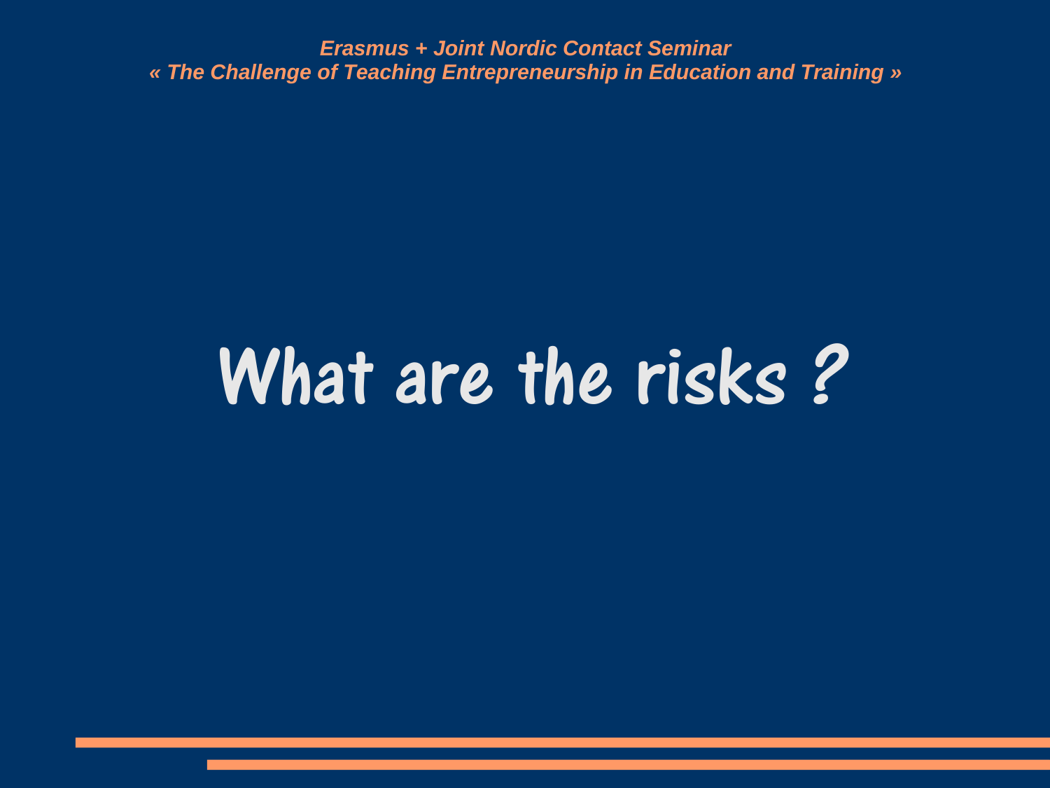# What are the risks ?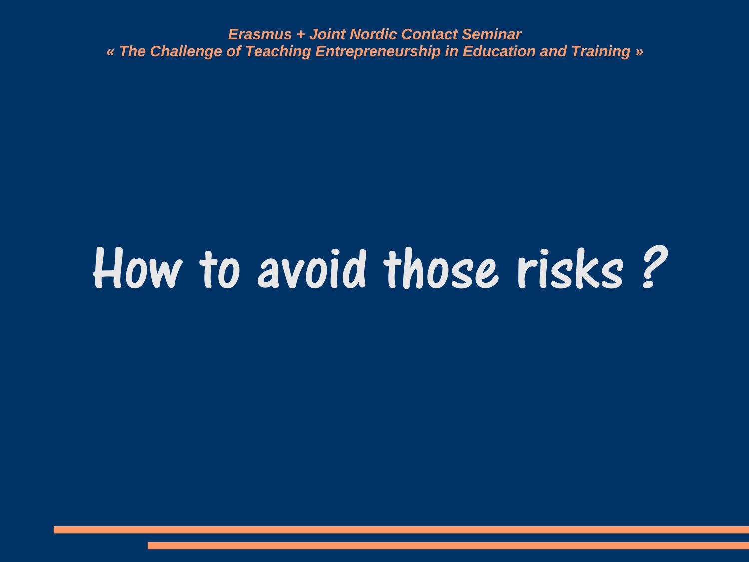# How to avoid those risks ?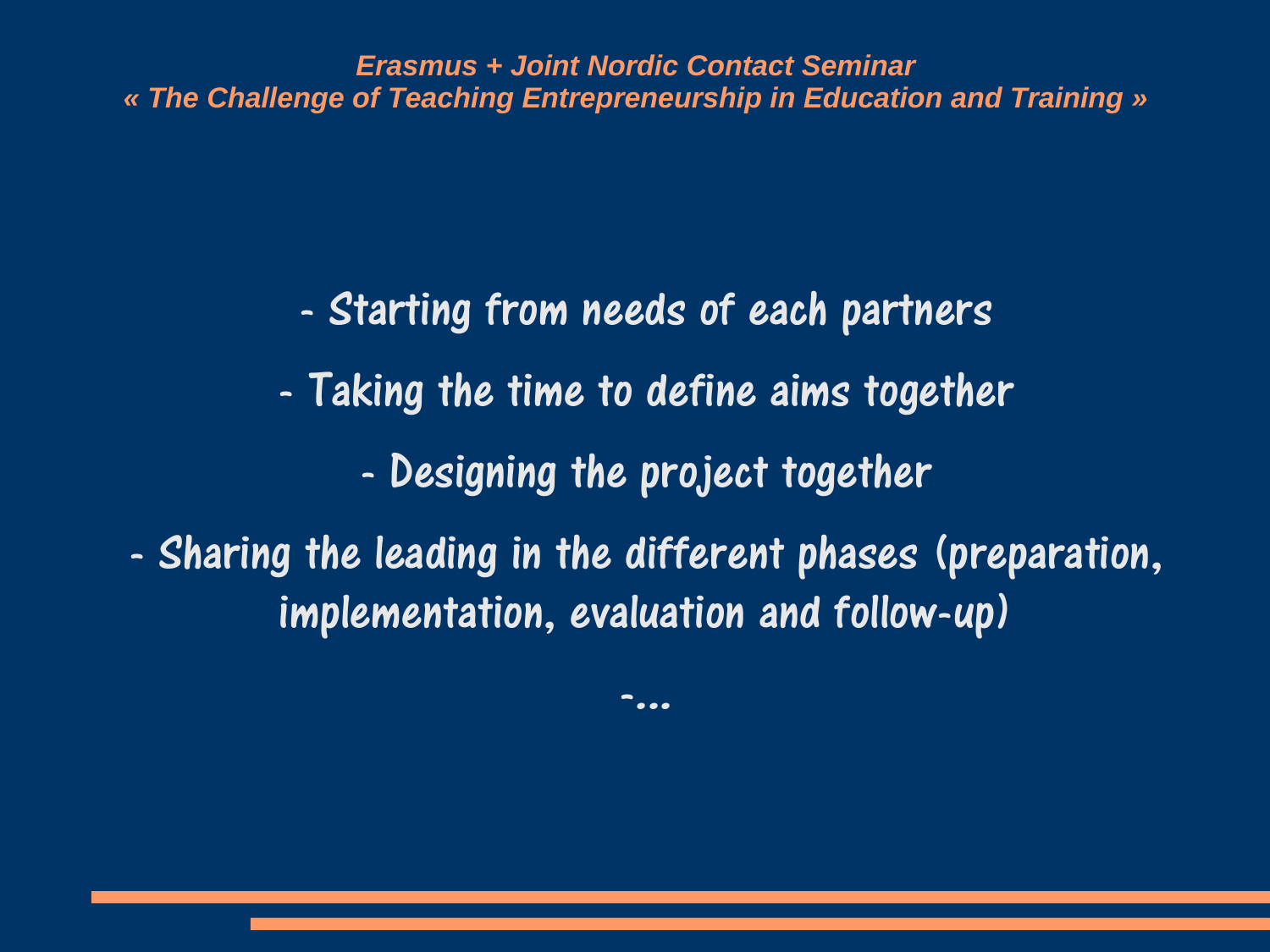- Starting from needs of each partners
- Taking the time to define aims together
- Designing the project together
- Sharing the leading in the different phases (preparation, implementation, evaluation and follow-up)
-...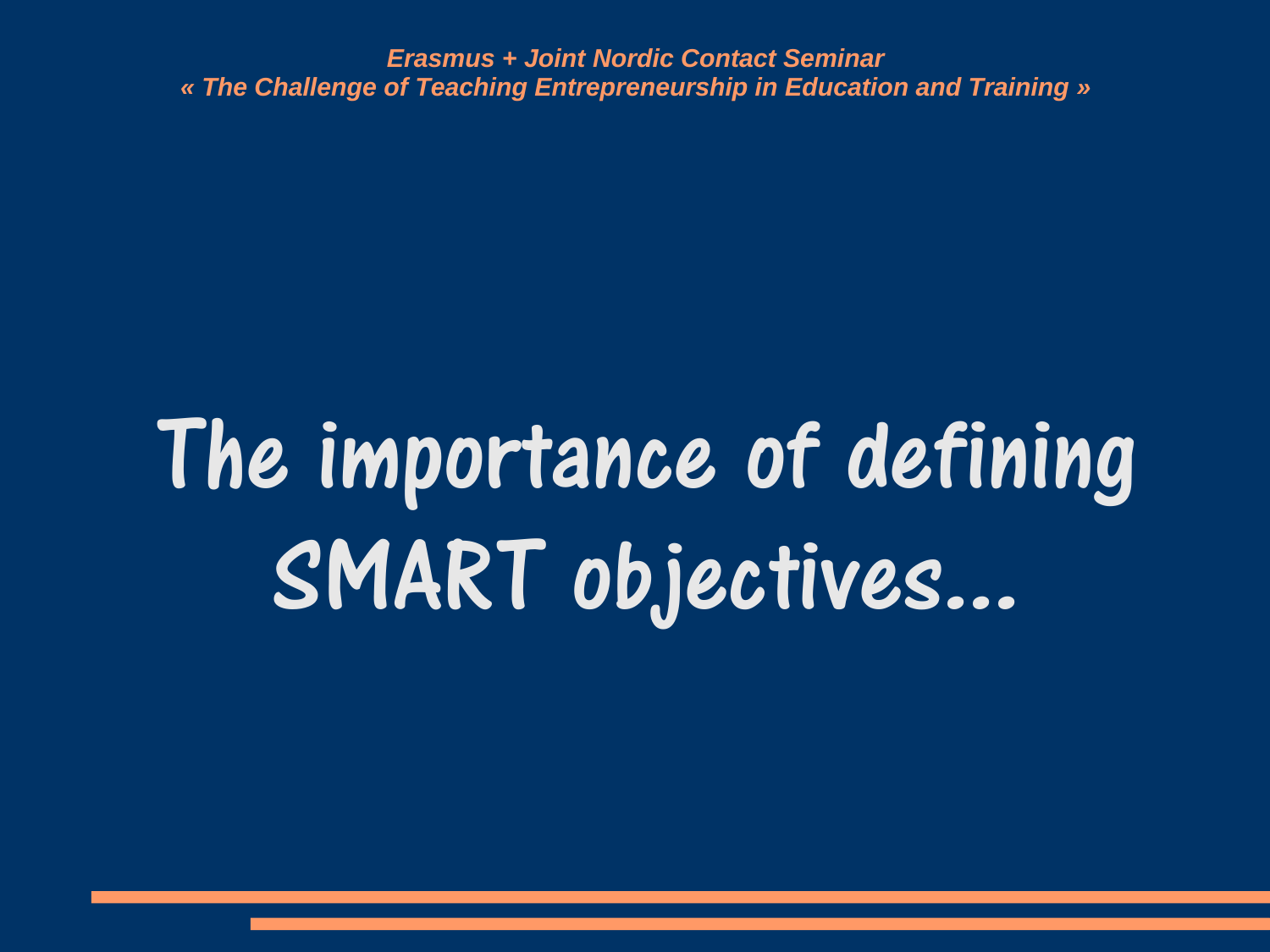*Erasmus + Joint Nordic Contact Seminar*
*« The Challenge of Teaching Entrepreneurship in Education and Training »*

# The importance of defining SMART objectives...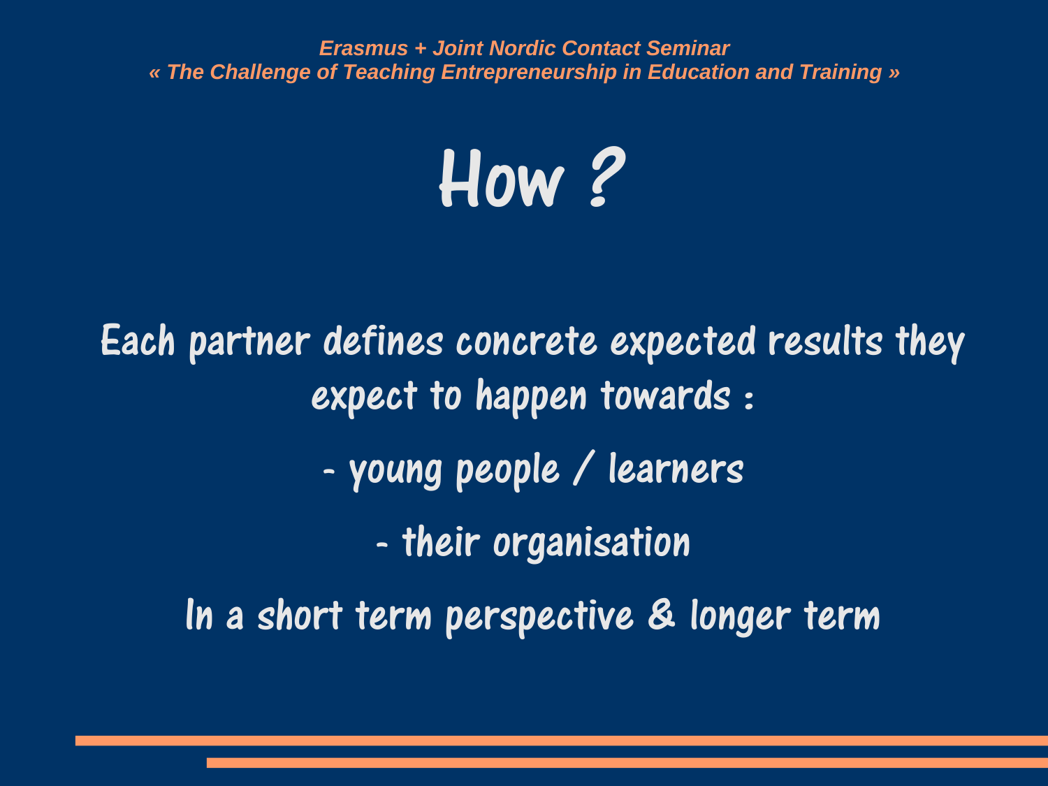*Erasmus + Joint Nordic Contact Seminar*
*« The Challenge of Teaching Entrepreneurship in Education and Training »*

# How ?

Each partner defines concrete expected results they expect to happen towards :

- young people / learners
- their organisation

In a short term perspective & longer term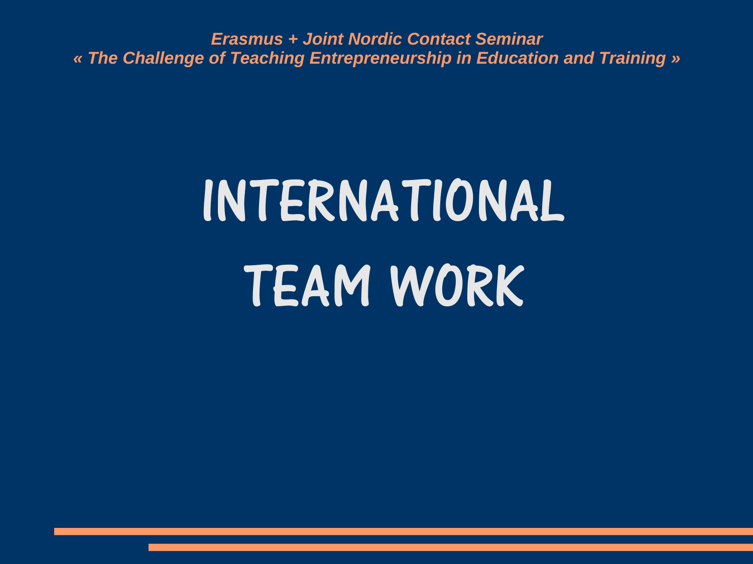*Erasmus + Joint Nordic Contact Seminar*
*« The Challenge of Teaching Entrepreneurship in Education and Training »*

# INTERNATIONAL TEAM WORK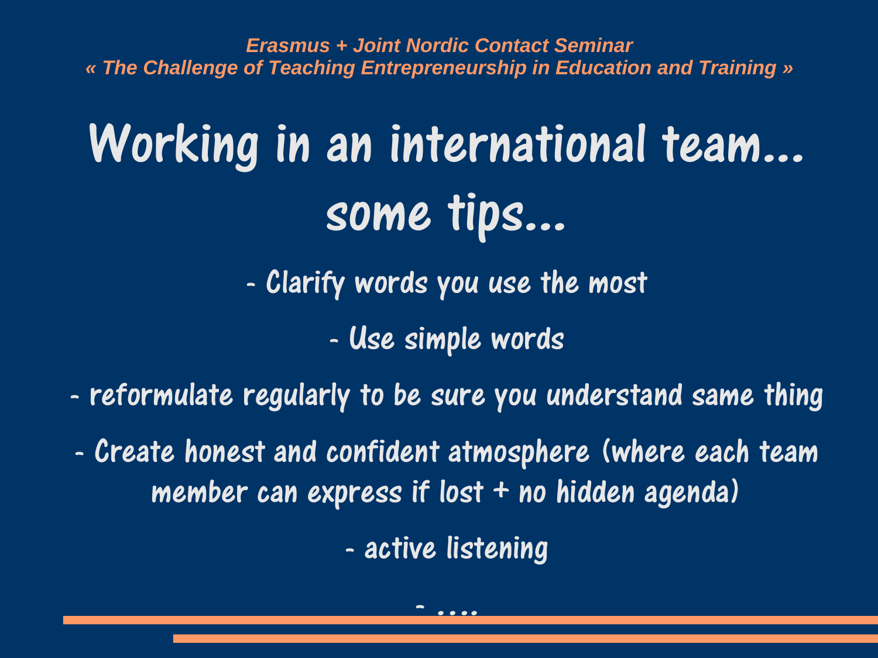*Erasmus + Joint Nordic Contact Seminar*
*« The Challenge of Teaching Entrepreneurship in Education and Training »*

# Working in an international team... some tips...

- Clarify words you use the most
- Use simple words
- reformulate regularly to be sure you understand same thing
- Create honest and confident atmosphere (where each team member can express if lost + no hidden agenda)
- active listening
- ....